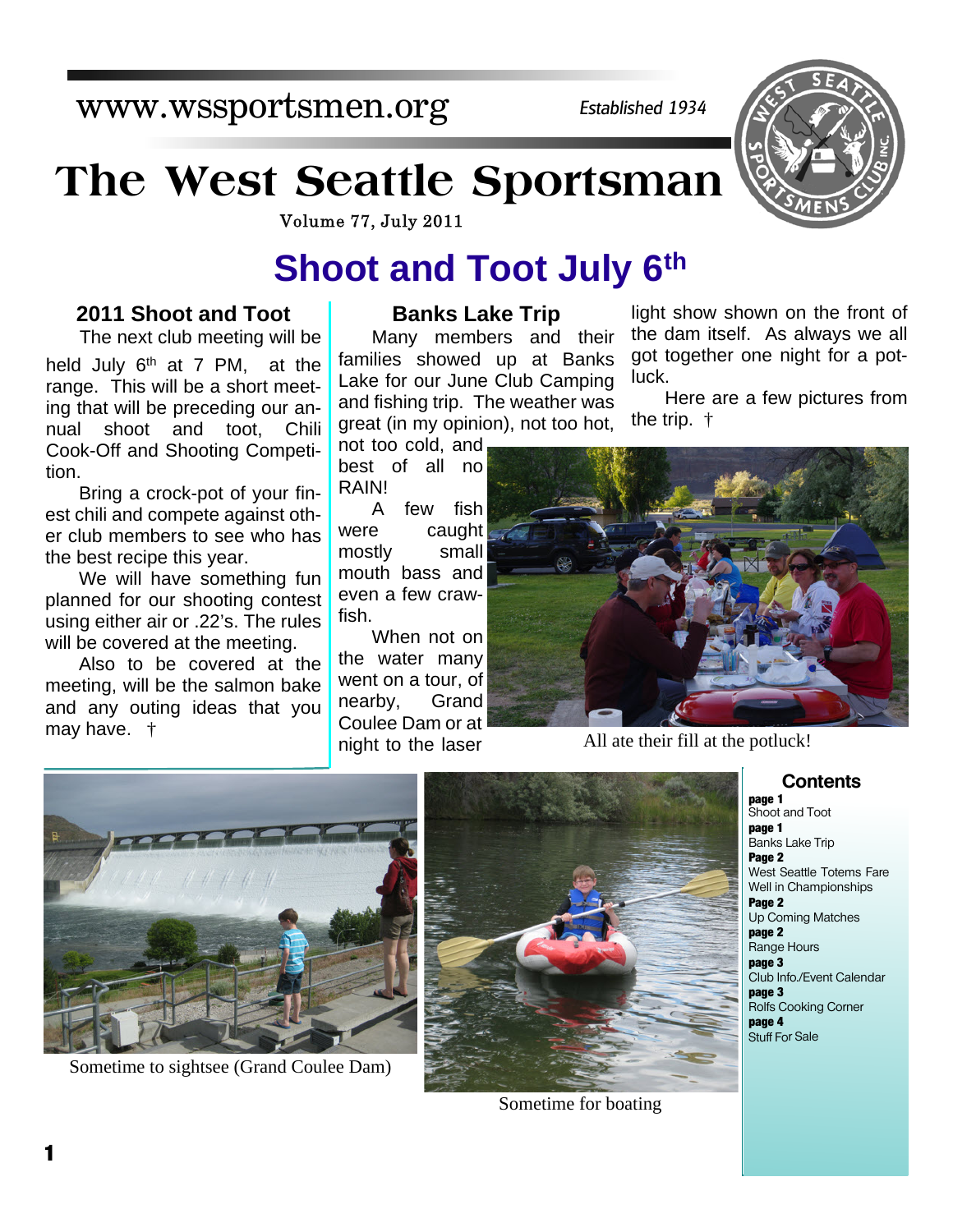www.wssportsmen.org

*Established 1934*

# The West Seattle Sportsman

Volume 77, July 2011

# Shoot and Toot July 6th

## 2011 Shoot and Toot

The next club meeting will be held July 6th at 7 PM, at the range. This will be a short meeting that will be preceding our annual shoot and toot, Chili Cook-Off and Shooting Competition.

Bring a crock-pot of your finest chili and compete against other club members to see who has the best recipe this year.

We will have something fun planned for our shooting contest using either air or .22's. The rules will be covered at the meeting.

Also to be covered at the meeting, will be the salmon bake and any outing ideas that you may have. †

## Banks Lake Trip

Many members and their families showed up at Banks Lake for our June Club Camping and fishing trip. The weather was great (in my opinion), not too hot, not too cold, and best of all no RAIN!

A few fish were caught mostly small mouth bass and even a few crawfish.

When not on the water many went on a tour, of nearby, Grand Coulee Dam or at night to the laser light show shown on the front of the dam itself. As always we all got together one night for a pot-luck.

Here are a few pictures from the trip. †

All ate their fill at the potluck!

Sometime to sightsee (Grand Coulee Dam)

Sometime for boating

## Contents

**page 1**
Shoot and Toot

**page 1**
Banks Lake Trip

**Page 2**
West Seattle Totems Fare Well in Championships

**Page 2**
Up Coming Matches

**page 2**
Range Hours

**page 3**
Club Info./Event Calendar

**page 3**
Rolfs Cooking Corner

**page 4**
Stuff For Sale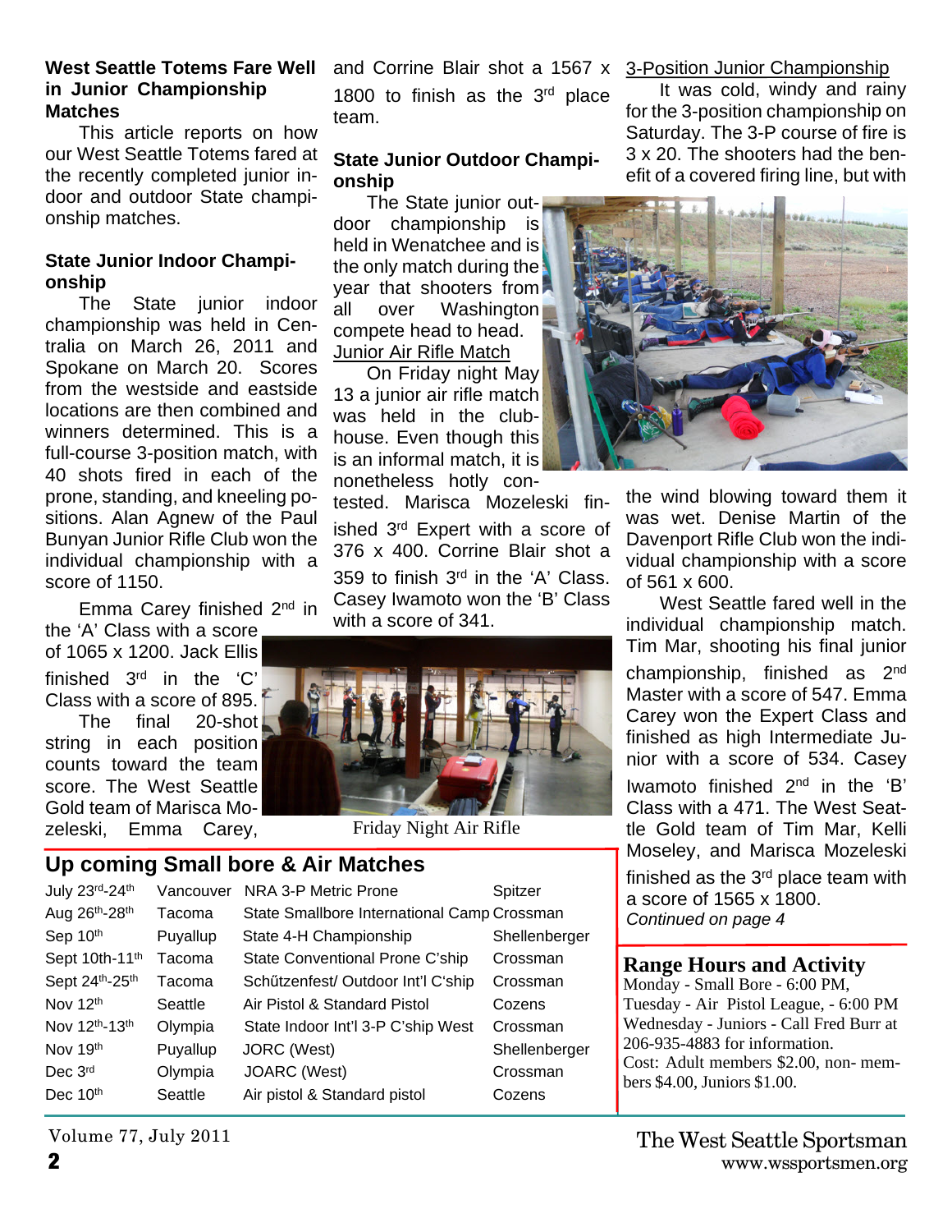## West Seattle Totems Fare Well in Junior Championship Matches

This article reports on how our West Seattle Totems fared at the recently completed junior indoor and outdoor State championship matches.

### State Junior Indoor Championship

The State junior indoor championship was held in Centralia on March 26, 2011 and Spokane on March 20. Scores from the westside and eastside locations are then combined and winners determined. This is a full-course 3-position match, with 40 shots fired in each of the prone, standing, and kneeling positions. Alan Agnew of the Paul Bunyan Junior Rifle Club won the individual championship with a score of 1150.

Emma Carey finished 2nd in the 'A' Class with a score of 1065 x 1200. Jack Ellis finished 3rd in the 'C' Class with a score of 895.

The final 20-shot string in each position counts toward the team score. The West Seattle Gold team of Marisca Mozeleski, Emma Carey, and Corrine Blair shot a 1567 x 1800 to finish as the 3rd place team.

### State Junior Outdoor Championship

The State junior outdoor championship is held in Wenatchee and is the only match during the year that shooters from all over Washington compete head to head.

Junior Air Rifle Match

On Friday night May 13 a junior air rifle match was held in the clubhouse. Even though this is an informal match, it is nonetheless hotly contested. Marisca Mozeleski finished 3rd Expert with a score of 376 x 400. Corrine Blair shot a 359 to finish 3rd in the 'A' Class. Casey Iwamoto won the 'B' Class with a score of 341.

Friday Night Air Rifle

3-Position Junior Championship

It was cold, windy and rainy for the 3-position championship on Saturday. The 3-P course of fire is 3 x 20. The shooters had the benefit of a covered firing line, but with the wind blowing toward them it was wet. Denise Martin of the Davenport Rifle Club won the individual championship with a score of 561 x 600.

West Seattle fared well in the individual championship match. Tim Mar, shooting his final junior championship, finished as 2nd Master with a score of 547. Emma Carey won the Expert Class and finished as high Intermediate Junior with a score of 534. Casey Iwamoto finished 2nd in the 'B' Class with a 471. The West Seattle Gold team of Tim Mar, Kelli Moseley, and Marisca Mozeleski finished as the 3rd place team with a score of 1565 x 1800.

*Continued on page 4*

## Up coming Small bore & Air Matches

| | | | |
|---|---|---|---|
| July 23rd-24th | Vancouver | NRA 3-P Metric Prone | Spitzer |
| Aug 26th-28th | Tacoma | State Smallbore International Camp | Crossman |
| Sep 10th | Puyallup | State 4-H Championship | Shellenberger |
| Sept 10th-11th | Tacoma | State Conventional Prone C'ship | Crossman |
| Sept 24th-25th | Tacoma | Schűtzenfest/ Outdoor Int'l C'ship | Crossman |
| Nov 12th | Seattle | Air Pistol & Standard Pistol | Cozens |
| Nov 12th-13th | Olympia | State Indoor Int'l 3-P C'ship West | Crossman |
| Nov 19th | Puyallup | JORC (West) | Shellenberger |
| Dec 3rd | Olympia | JOARC (West) | Crossman |
| Dec 10th | Seattle | Air pistol & Standard pistol | Cozens |

## Range Hours and Activity

Monday - Small Bore - 6:00 PM,
Tuesday - Air Pistol League, - 6:00 PM
Wednesday - Juniors - Call Fred Burr at 206-935-4883 for information.
Cost: Adult members $2.00, non- members $4.00, Juniors $1.00.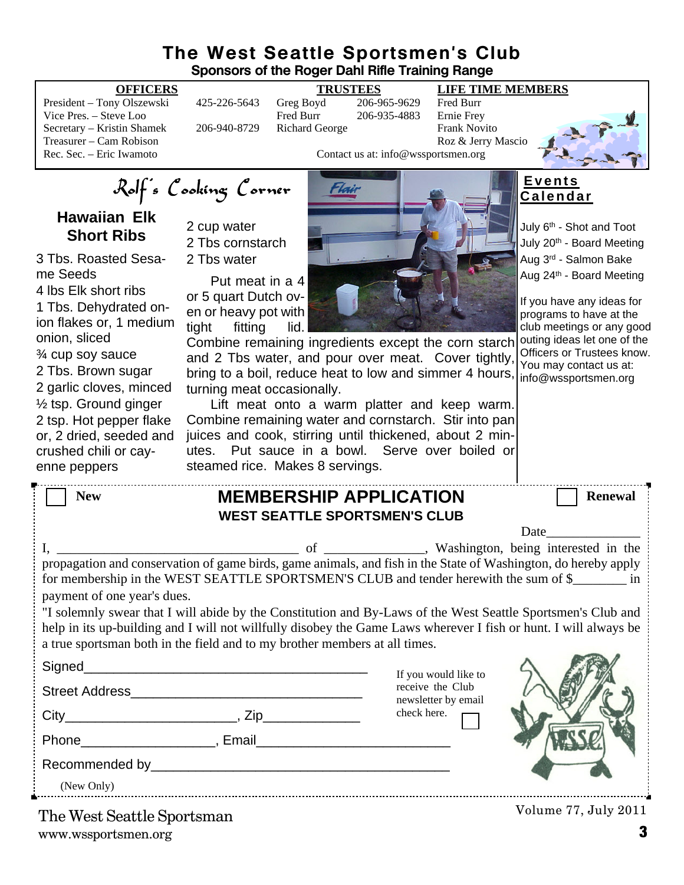# The West Seattle Sportsmen's Club

**Sponsors of the Roger Dahl Rifle Training Range**

| OFFICERS | | TRUSTEES | | LIFE TIME MEMBERS |
|---|---|---|---|---|
| President – Tony Olszewski | 425-226-5643 | Greg Boyd | 206-965-9629 | Fred Burr |
| Vice Pres. – Steve Loo | | Fred Burr | 206-935-4883 | Ernie Frey |
| Secretary – Kristin Shamek | 206-940-8729 | Richard George | | Frank Novito |
| Treasurer – Cam Robison | | | | Roz & Jerry Mascio |
| Rec. Sec. – Eric Iwamoto | | | | |

Contact us at: info@wssportsmen.org

## Rolf's Cooking Corner

### Hawaiian Elk Short Ribs

3 Tbs. Roasted Sesame Seeds
4 lbs Elk short ribs
1 Tbs. Dehydrated onion flakes or, 1 medium onion, sliced
¾ cup soy sauce
2 Tbs. Brown sugar
2 garlic cloves, minced
½ tsp. Ground ginger
2 tsp. Hot pepper flake or, 2 dried, seeded and crushed chili or cayenne peppers
2 cup water
2 Tbs cornstarch
2 Tbs water

Put meat in a 4 or 5 quart Dutch oven or heavy pot with tight fitting lid. Combine remaining ingredients except the corn starch and 2 Tbs water, and pour over meat. Cover tightly, bring to a boil, reduce heat to low and simmer 4 hours, turning meat occasionally.

Lift meat onto a warm platter and keep warm. Combine remaining water and cornstarch. Stir into pan juices and cook, stirring until thickened, about 2 minutes. Put sauce in a bowl. Serve over boiled or steamed rice. Makes 8 servings.

## Events Calendar

July 6th - Shot and Toot
July 20th - Board Meeting
Aug 3rd - Salmon Bake
Aug 24th - Board Meeting

If you have any ideas for programs to have at the club meetings or any good outing ideas let one of the Officers or Trustees know. You may contact us at: info@wssportsmen.org

---

☐ **New** ☐ **Renewal**

## MEMBERSHIP APPLICATION

### WEST SEATTLE SPORTSMEN'S CLUB

Date______________

I, ___________________________________ of _______________, Washington, being interested in the propagation and conservation of game birds, game animals, and fish in the State of Washington, do hereby apply for membership in the WEST SEATTLE SPORTSMEN'S CLUB and tender herewith the sum of $________ in payment of one year's dues.

"I solemnly swear that I will abide by the Constitution and By-Laws of the West Seattle Sportsmen's Club and help in its up-building and I will not willfully disobey the Game Laws wherever I fish or hunt. I will always be a true sportsman both in the field and to my brother members at all times.

Signed_______________________________________

Street Address_______________________________

City______________________, Zip_____________

Phone__________________, Email_________________________

Recommended by________________________________________
(New Only)

If you would like to receive the Club newsletter by email check here. ☐

The West Seattle Sportsman
www.wssportsmen.org

Volume 77, July 2011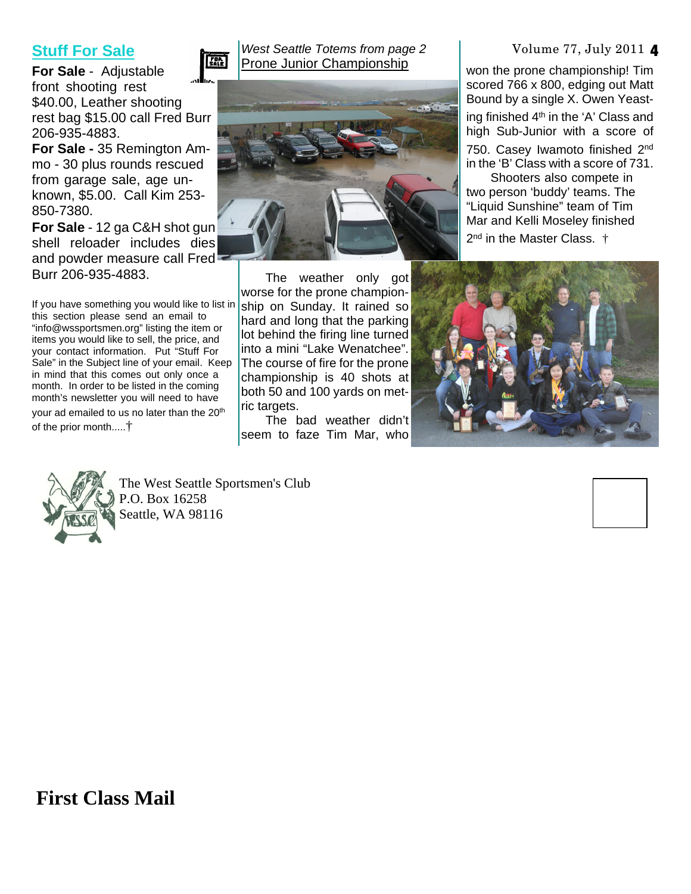## Stuff For Sale

**For Sale** - Adjustable front shooting rest $40.00, Leather shooting rest bag $15.00 call Fred Burr 206-935-4883.

**For Sale -** 35 Remington Ammo - 30 plus rounds rescued from garage sale, age unknown, $5.00. Call Kim 253-850-7380.

**For Sale** - 12 ga C&H shot gun shell reloader includes dies and powder measure call Fred Burr 206-935-4883.

If you have something you would like to list in this section please send an email to "info@wssportsmen.org" listing the item or items you would like to sell, the price, and your contact information. Put "Stuff For Sale" in the Subject line of your email. Keep in mind that this comes out only once a month. In order to be listed in the coming month's newsletter you will need to have your ad emailed to us no later than the 20th of the prior month.....†

*West Seattle Totems from page 2*

Prone Junior Championship

The weather only got worse for the prone championship on Sunday. It rained so hard and long that the parking lot behind the firing line turned into a mini "Lake Wenatchee". The course of fire for the prone championship is 40 shots at both 50 and 100 yards on metric targets.

The bad weather didn't seem to faze Tim Mar, who won the prone championship! Tim scored 766 x 800, edging out Matt Bound by a single X. Owen Yeasting finished 4th in the 'A' Class and high Sub-Junior with a score of 750. Casey Iwamoto finished 2nd in the 'B' Class with a score of 731.

Shooters also compete in two person 'buddy' teams. The "Liquid Sunshine" team of Tim Mar and Kelli Moseley finished 2nd in the Master Class. †

The West Seattle Sportsmen's Club
P.O. Box 16258
Seattle, WA 98116

**First Class Mail**